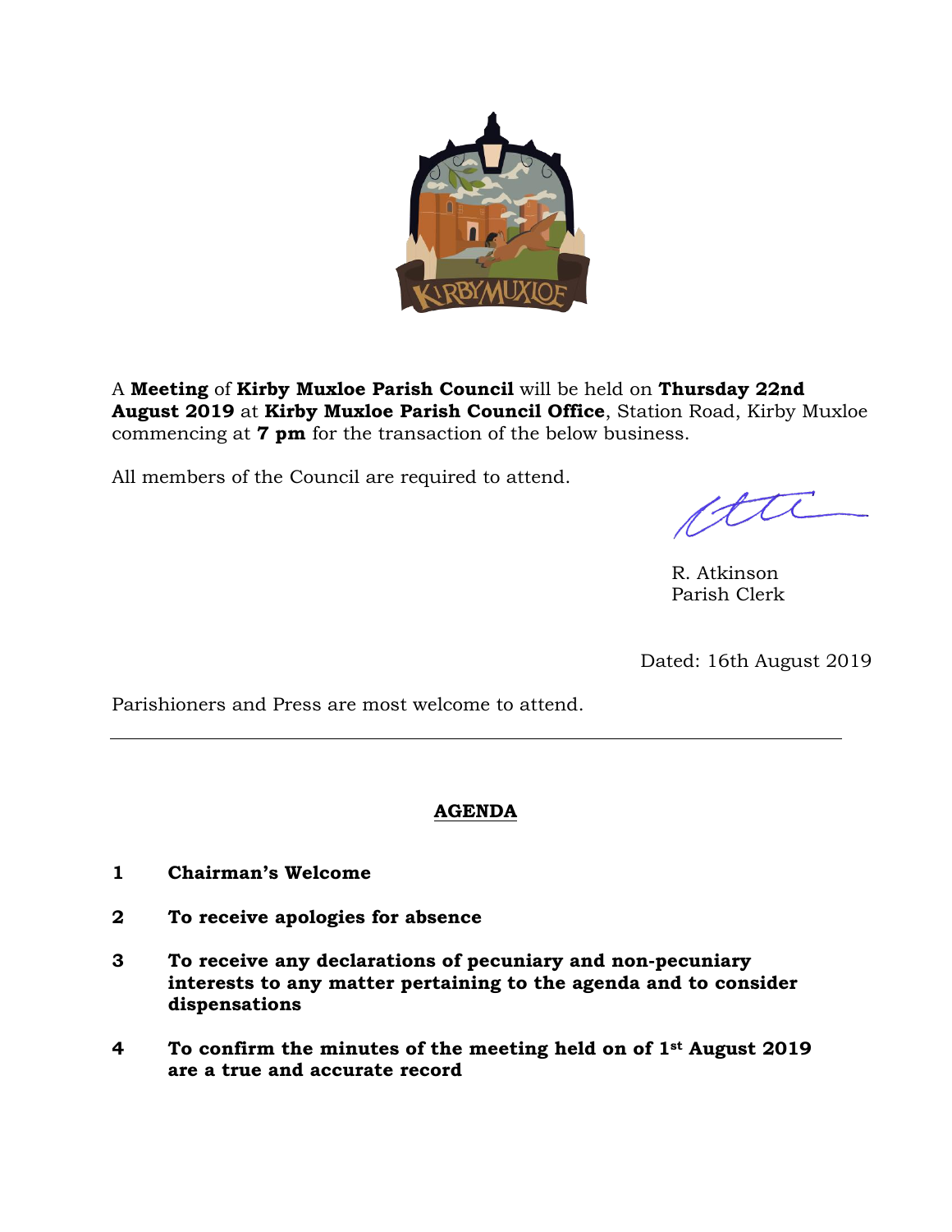A **Meeting** of **Kirby Muxloe Parish Council** will be held on **Thursday 22nd August 2019** at **Kirby Muxloe Parish Council Office**, Station Road, Kirby Muxloe commencing at **7 pm** for the transaction of the below business.

All members of the Council are required to attend.

R. Atkinson
Parish Clerk

Dated: 16th August 2019

Parishioners and Press are most welcome to attend.

---

## AGENDA

**1 Chairman's Welcome**

**2 To receive apologies for absence**

**3 To receive any declarations of pecuniary and non-pecuniary interests to any matter pertaining to the agenda and to consider dispensations**

**4 To confirm the minutes of the meeting held on of 1st August 2019 are a true and accurate record**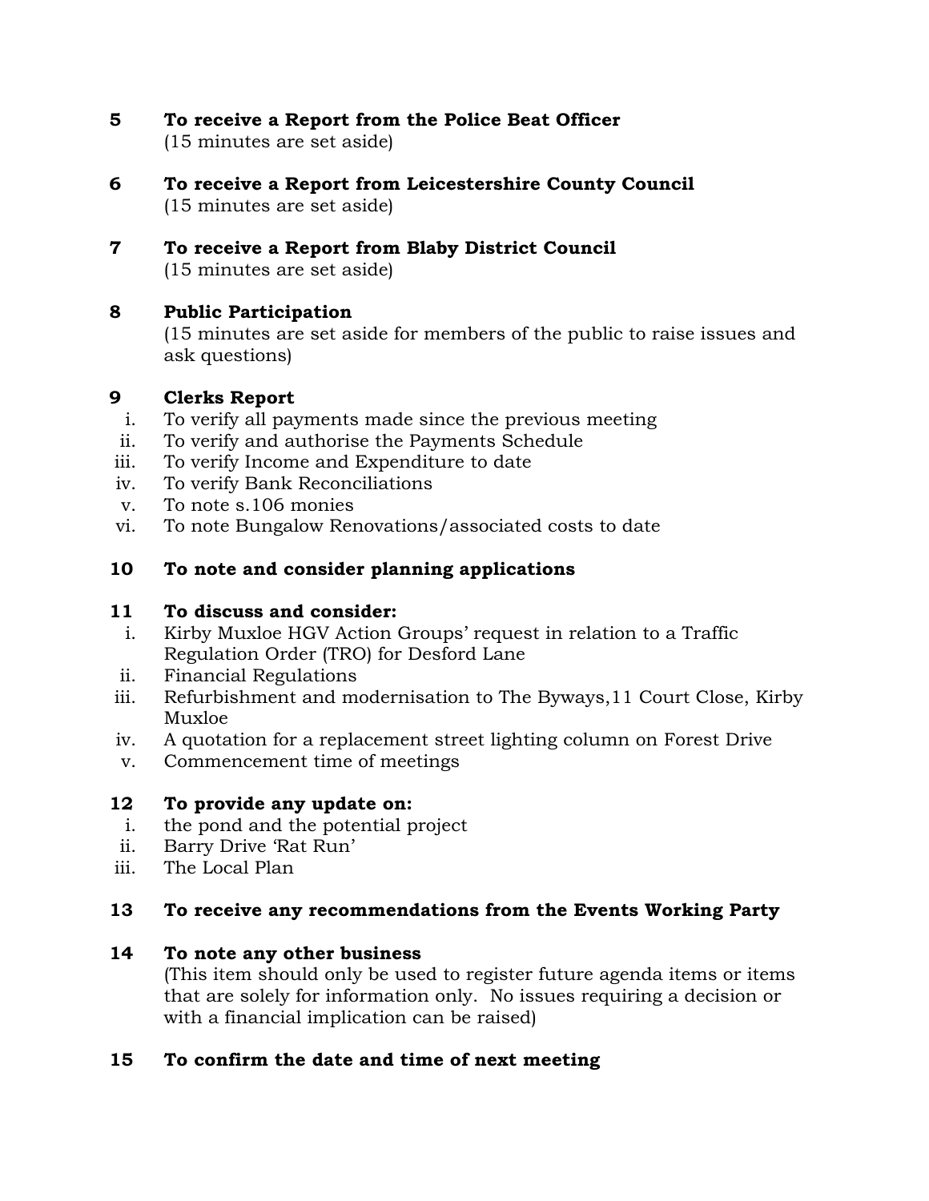**5 To receive a Report from the Police Beat Officer**
(15 minutes are set aside)

**6 To receive a Report from Leicestershire County Council**
(15 minutes are set aside)

**7 To receive a Report from Blaby District Council**
(15 minutes are set aside)

**8 Public Participation**
(15 minutes are set aside for members of the public to raise issues and ask questions)

**9 Clerks Report**

i. To verify all payments made since the previous meeting
ii. To verify and authorise the Payments Schedule
iii. To verify Income and Expenditure to date
iv. To verify Bank Reconciliations
v. To note s.106 monies
vi. To note Bungalow Renovations/associated costs to date

**10 To note and consider planning applications**

**11 To discuss and consider:**

i. Kirby Muxloe HGV Action Groups' request in relation to a Traffic Regulation Order (TRO) for Desford Lane
ii. Financial Regulations
iii. Refurbishment and modernisation to The Byways,11 Court Close, Kirby Muxloe
iv. A quotation for a replacement street lighting column on Forest Drive
v. Commencement time of meetings

**12 To provide any update on:**

i. the pond and the potential project
ii. Barry Drive 'Rat Run'
iii. The Local Plan

**13 To receive any recommendations from the Events Working Party**

**14 To note any other business**
(This item should only be used to register future agenda items or items that are solely for information only. No issues requiring a decision or with a financial implication can be raised)

**15 To confirm the date and time of next meeting**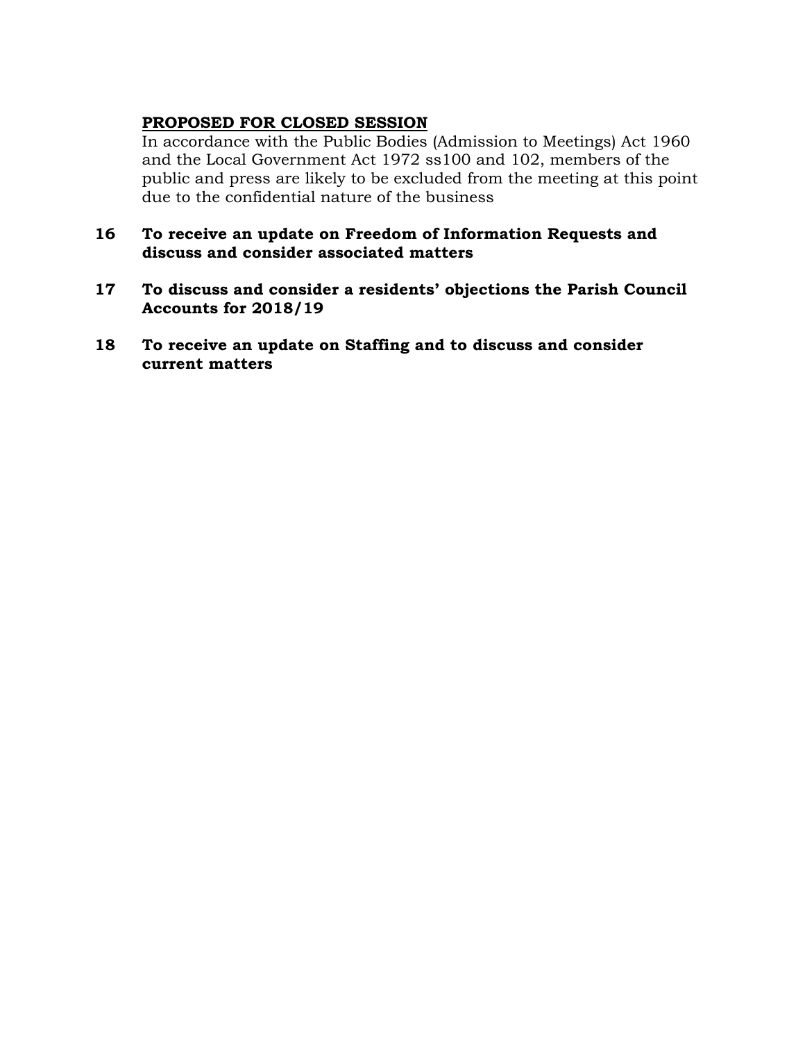**PROPOSED FOR CLOSED SESSION**

In accordance with the Public Bodies (Admission to Meetings) Act 1960 and the Local Government Act 1972 ss100 and 102, members of the public and press are likely to be excluded from the meeting at this point due to the confidential nature of the business

**16 To receive an update on Freedom of Information Requests and discuss and consider associated matters**

**17 To discuss and consider a residents' objections the Parish Council Accounts for 2018/19**

**18 To receive an update on Staffing and to discuss and consider current matters**